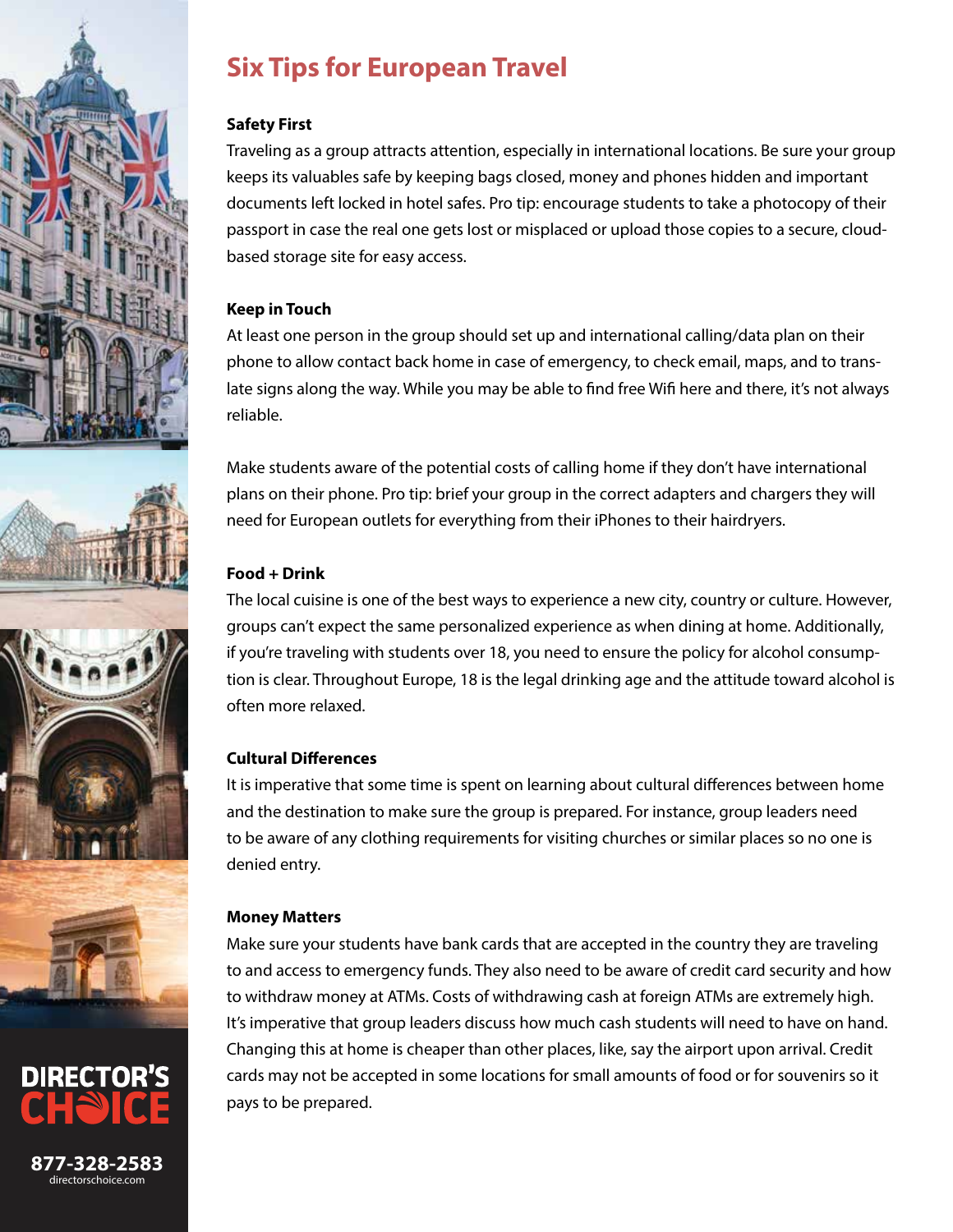# Six Tips for European Travel

**Safety First**

Traveling as a group attracts attention, especially in international locations. Be sure your group keeps its valuables safe by keeping bags closed, money and phones hidden and important documents left locked in hotel safes. Pro tip: encourage students to take a photocopy of their passport in case the real one gets lost or misplaced or upload those copies to a secure, cloud-based storage site for easy access.

**Keep in Touch**

At least one person in the group should set up and international calling/data plan on their phone to allow contact back home in case of emergency, to check email, maps, and to translate signs along the way. While you may be able to find free Wifi here and there, it's not always reliable.

Make students aware of the potential costs of calling home if they don't have international plans on their phone. Pro tip: brief your group in the correct adapters and chargers they will need for European outlets for everything from their iPhones to their hairdryers.

**Food + Drink**

The local cuisine is one of the best ways to experience a new city, country or culture. However, groups can't expect the same personalized experience as when dining at home. Additionally, if you're traveling with students over 18, you need to ensure the policy for alcohol consumption is clear. Throughout Europe, 18 is the legal drinking age and the attitude toward alcohol is often more relaxed.

**Cultural Differences**

It is imperative that some time is spent on learning about cultural differences between home and the destination to make sure the group is prepared. For instance, group leaders need to be aware of any clothing requirements for visiting churches or similar places so no one is denied entry.

**Money Matters**

Make sure your students have bank cards that are accepted in the country they are traveling to and access to emergency funds. They also need to be aware of credit card security and how to withdraw money at ATMs. Costs of withdrawing cash at foreign ATMs are extremely high. It's imperative that group leaders discuss how much cash students will need to have on hand. Changing this at home is cheaper than other places, like, say the airport upon arrival. Credit cards may not be accepted in some locations for small amounts of food or for souvenirs so it pays to be prepared.

DIRECTOR'S CHOICE

877-328-2583
directorschoice.com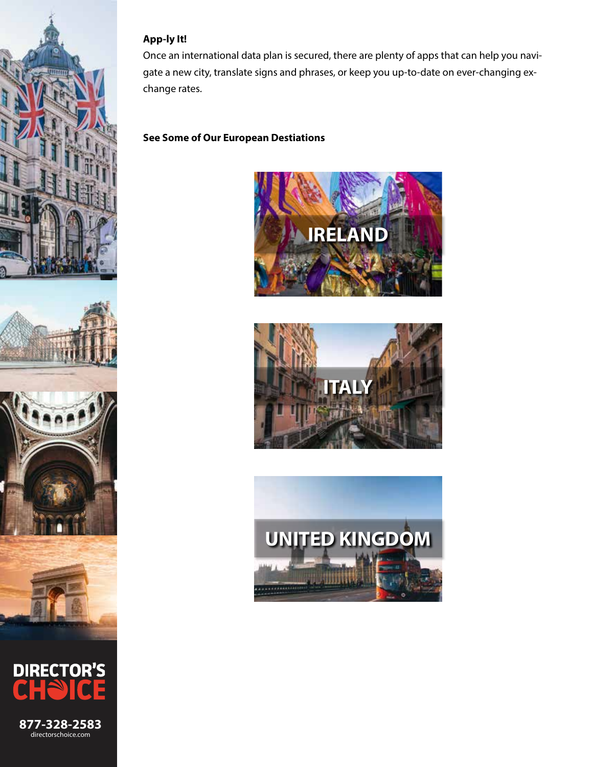**App-ly It!**

Once an international data plan is secured, there are plenty of apps that can help you navigate a new city, translate signs and phrases, or keep you up-to-date on ever-changing exchange rates.

**See Some of Our European Destiations**

IRELAND

ITALY

UNITED KINGDOM

DIRECTOR'S CHOICE

877-328-2583

directorschoice.com